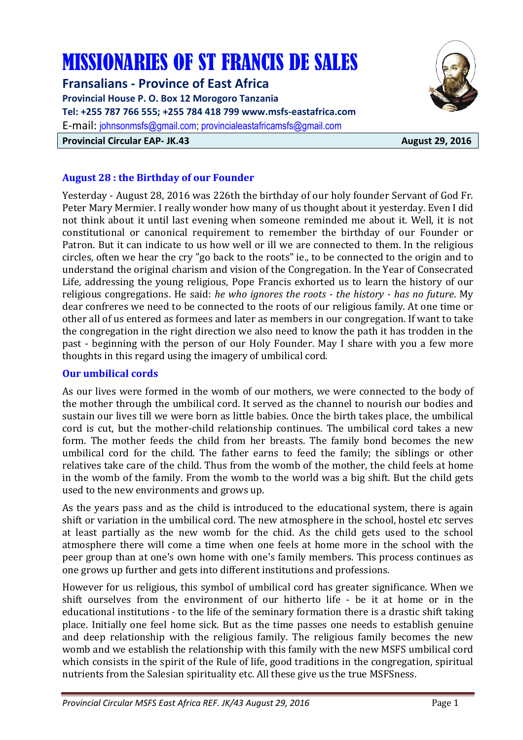# MISSIONARIES OF ST FRANCIS DE SALES

## Fransalians - Province of East Africa

**Provincial House P. O. Box 12 Morogoro Tanzania**
**Tel: +255 787 766 555; +255 784 418 799 www.msfs-eastafrica.com**
E-mail: johnsonmsfs@gmail.com; provincialeastafricamsfs@gmail.com

**Provincial Circular EAP- JK.43** **August 29, 2016**

### August 28 : the Birthday of our Founder

Yesterday - August 28, 2016 was 226th the birthday of our holy founder Servant of God Fr. Peter Mary Mermier. I really wonder how many of us thought about it yesterday. Even I did not think about it until last evening when someone reminded me about it. Well, it is not constitutional or canonical requirement to remember the birthday of our Founder or Patron. But it can indicate to us how well or ill we are connected to them. In the religious circles, often we hear the cry "go back to the roots" ie., to be connected to the origin and to understand the original charism and vision of the Congregation. In the Year of Consecrated Life, addressing the young religious, Pope Francis exhorted us to learn the history of our religious congregations. He said: *he who ignores the roots - the history - has no future*. My dear confreres we need to be connected to the roots of our religious family. At one time or other all of us entered as formees and later as members in our congregation. If want to take the congregation in the right direction we also need to know the path it has trodden in the past - beginning with the person of our Holy Founder. May I share with you a few more thoughts in this regard using the imagery of umbilical cord.

### Our umbilical cords

As our lives were formed in the womb of our mothers, we were connected to the body of the mother through the umbilical cord. It served as the channel to nourish our bodies and sustain our lives till we were born as little babies. Once the birth takes place, the umbilical cord is cut, but the mother-child relationship continues. The umbilical cord takes a new form. The mother feeds the child from her breasts. The family bond becomes the new umbilical cord for the child. The father earns to feed the family; the siblings or other relatives take care of the child. Thus from the womb of the mother, the child feels at home in the womb of the family. From the womb to the world was a big shift. But the child gets used to the new environments and grows up.

As the years pass and as the child is introduced to the educational system, there is again shift or variation in the umbilical cord. The new atmosphere in the school, hostel etc serves at least partially as the new womb for the chid. As the child gets used to the school atmosphere there will come a time when one feels at home more in the school with the peer group than at one's own home with one's family members. This process continues as one grows up further and gets into different institutions and professions.

However for us religious, this symbol of umbilical cord has greater significance. When we shift ourselves from the environment of our hitherto life - be it at home or in the educational institutions - to the life of the seminary formation there is a drastic shift taking place. Initially one feel home sick. But as the time passes one needs to establish genuine and deep relationship with the religious family. The religious family becomes the new womb and we establish the relationship with this family with the new MSFS umbilical cord which consists in the spirit of the Rule of life, good traditions in the congregation, spiritual nutrients from the Salesian spirituality etc. All these give us the true MSFSness.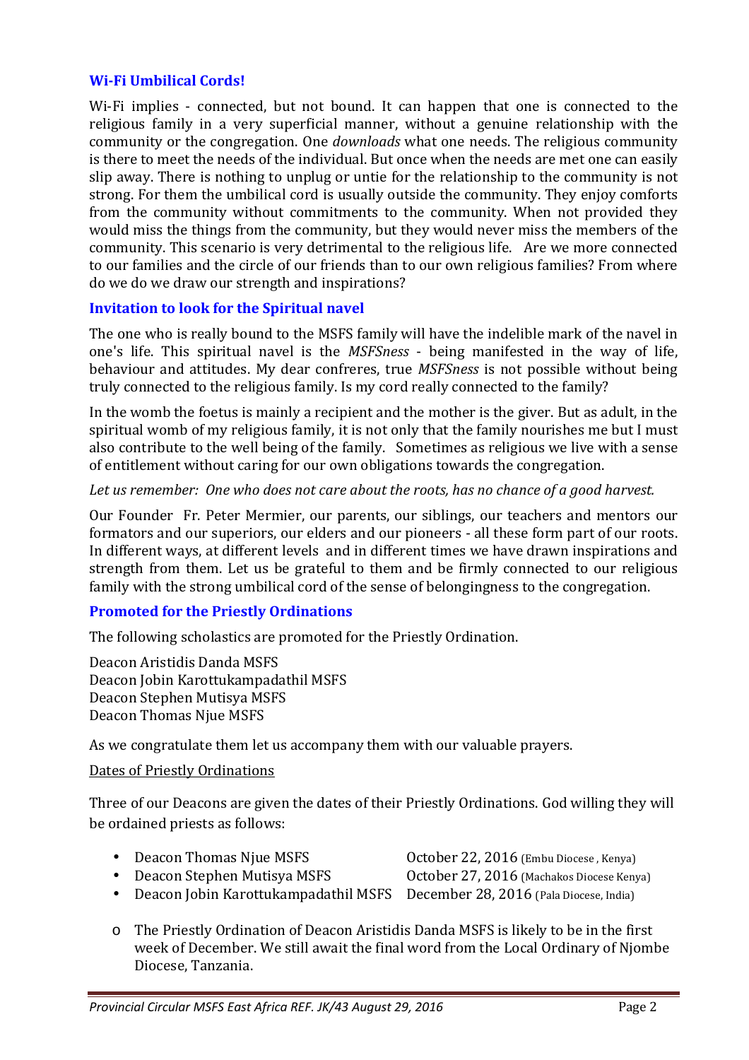### Wi-Fi Umbilical Cords!

Wi-Fi implies - connected, but not bound. It can happen that one is connected to the religious family in a very superficial manner, without a genuine relationship with the community or the congregation. One *downloads* what one needs. The religious community is there to meet the needs of the individual. But once when the needs are met one can easily slip away. There is nothing to unplug or untie for the relationship to the community is not strong. For them the umbilical cord is usually outside the community. They enjoy comforts from the community without commitments to the community. When not provided they would miss the things from the community, but they would never miss the members of the community. This scenario is very detrimental to the religious life. Are we more connected to our families and the circle of our friends than to our own religious families? From where do we do we draw our strength and inspirations?

### Invitation to look for the Spiritual navel

The one who is really bound to the MSFS family will have the indelible mark of the navel in one's life. This spiritual navel is the *MSFSness* - being manifested in the way of life, behaviour and attitudes. My dear confreres, true *MSFSness* is not possible without being truly connected to the religious family. Is my cord really connected to the family?

In the womb the foetus is mainly a recipient and the mother is the giver. But as adult, in the spiritual womb of my religious family, it is not only that the family nourishes me but I must also contribute to the well being of the family. Sometimes as religious we live with a sense of entitlement without caring for our own obligations towards the congregation.

*Let us remember: One who does not care about the roots, has no chance of a good harvest.*

Our Founder Fr. Peter Mermier, our parents, our siblings, our teachers and mentors our formators and our superiors, our elders and our pioneers - all these form part of our roots. In different ways, at different levels and in different times we have drawn inspirations and strength from them. Let us be grateful to them and be firmly connected to our religious family with the strong umbilical cord of the sense of belongingness to the congregation.

### Promoted for the Priestly Ordinations

The following scholastics are promoted for the Priestly Ordination.

Deacon Aristidis Danda MSFS
Deacon Jobin Karottukampadathil MSFS
Deacon Stephen Mutisya MSFS
Deacon Thomas Njue MSFS

As we congratulate them let us accompany them with our valuable prayers.

Dates of Priestly Ordinations

Three of our Deacons are given the dates of their Priestly Ordinations. God willing they will be ordained priests as follows:

- Deacon Thomas Njue MSFS — October 22, 2016 (Embu Diocese , Kenya)
- Deacon Stephen Mutisya MSFS — October 27, 2016 (Machakos Diocese Kenya)
- Deacon Jobin Karottukampadathil MSFS — December 28, 2016 (Pala Diocese, India)

  - The Priestly Ordination of Deacon Aristidis Danda MSFS is likely to be in the first week of December. We still await the final word from the Local Ordinary of Njombe Diocese, Tanzania.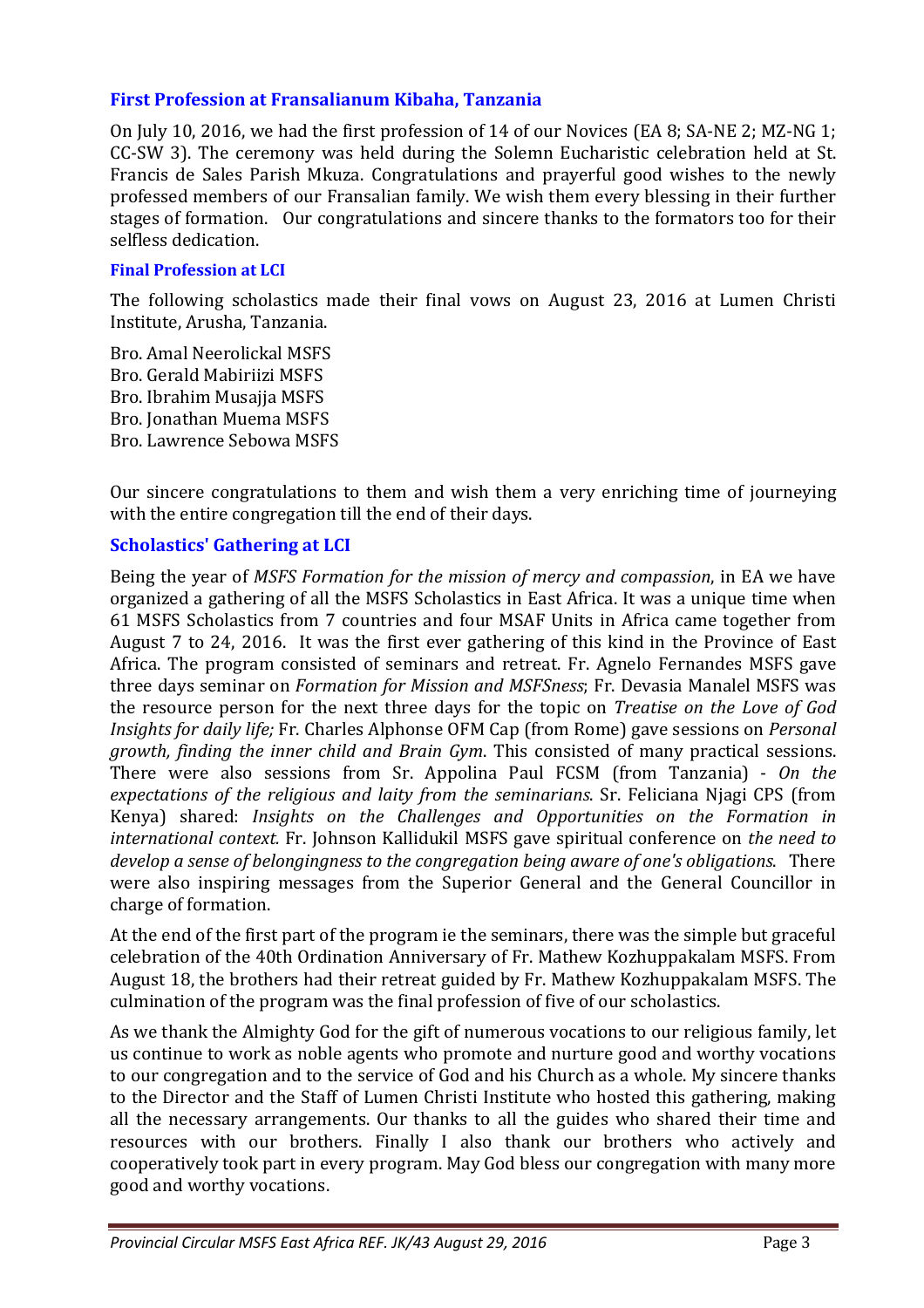### First Profession at Fransalianum Kibaha, Tanzania

On July 10, 2016, we had the first profession of 14 of our Novices (EA 8; SA-NE 2; MZ-NG 1; CC-SW 3). The ceremony was held during the Solemn Eucharistic celebration held at St. Francis de Sales Parish Mkuza. Congratulations and prayerful good wishes to the newly professed members of our Fransalian family. We wish them every blessing in their further stages of formation. Our congratulations and sincere thanks to the formators too for their selfless dedication.

### Final Profession at LCI

The following scholastics made their final vows on August 23, 2016 at Lumen Christi Institute, Arusha, Tanzania.

Bro. Amal Neerolickal MSFS
Bro. Gerald Mabiriizi MSFS
Bro. Ibrahim Musajja MSFS
Bro. Jonathan Muema MSFS
Bro. Lawrence Sebowa MSFS

Our sincere congratulations to them and wish them a very enriching time of journeying with the entire congregation till the end of their days.

### Scholastics' Gathering at LCI

Being the year of *MSFS Formation for the mission of mercy and compassion*, in EA we have organized a gathering of all the MSFS Scholastics in East Africa. It was a unique time when 61 MSFS Scholastics from 7 countries and four MSAF Units in Africa came together from August 7 to 24, 2016. It was the first ever gathering of this kind in the Province of East Africa. The program consisted of seminars and retreat. Fr. Agnelo Fernandes MSFS gave three days seminar on *Formation for Mission and MSFSness*; Fr. Devasia Manalel MSFS was the resource person for the next three days for the topic on *Treatise on the Love of God Insights for daily life;* Fr. Charles Alphonse OFM Cap (from Rome) gave sessions on *Personal growth, finding the inner child and Brain Gym*. This consisted of many practical sessions. There were also sessions from Sr. Appolina Paul FCSM (from Tanzania) - *On the expectations of the religious and laity from the seminarians*. Sr. Feliciana Njagi CPS (from Kenya) shared: *Insights on the Challenges and Opportunities on the Formation in international context.* Fr. Johnson Kallidukil MSFS gave spiritual conference on *the need to develop a sense of belongingness to the congregation being aware of one's obligations*. There were also inspiring messages from the Superior General and the General Councillor in charge of formation.

At the end of the first part of the program ie the seminars, there was the simple but graceful celebration of the 40th Ordination Anniversary of Fr. Mathew Kozhuppakalam MSFS. From August 18, the brothers had their retreat guided by Fr. Mathew Kozhuppakalam MSFS. The culmination of the program was the final profession of five of our scholastics.

As we thank the Almighty God for the gift of numerous vocations to our religious family, let us continue to work as noble agents who promote and nurture good and worthy vocations to our congregation and to the service of God and his Church as a whole. My sincere thanks to the Director and the Staff of Lumen Christi Institute who hosted this gathering, making all the necessary arrangements. Our thanks to all the guides who shared their time and resources with our brothers. Finally I also thank our brothers who actively and cooperatively took part in every program. May God bless our congregation with many more good and worthy vocations.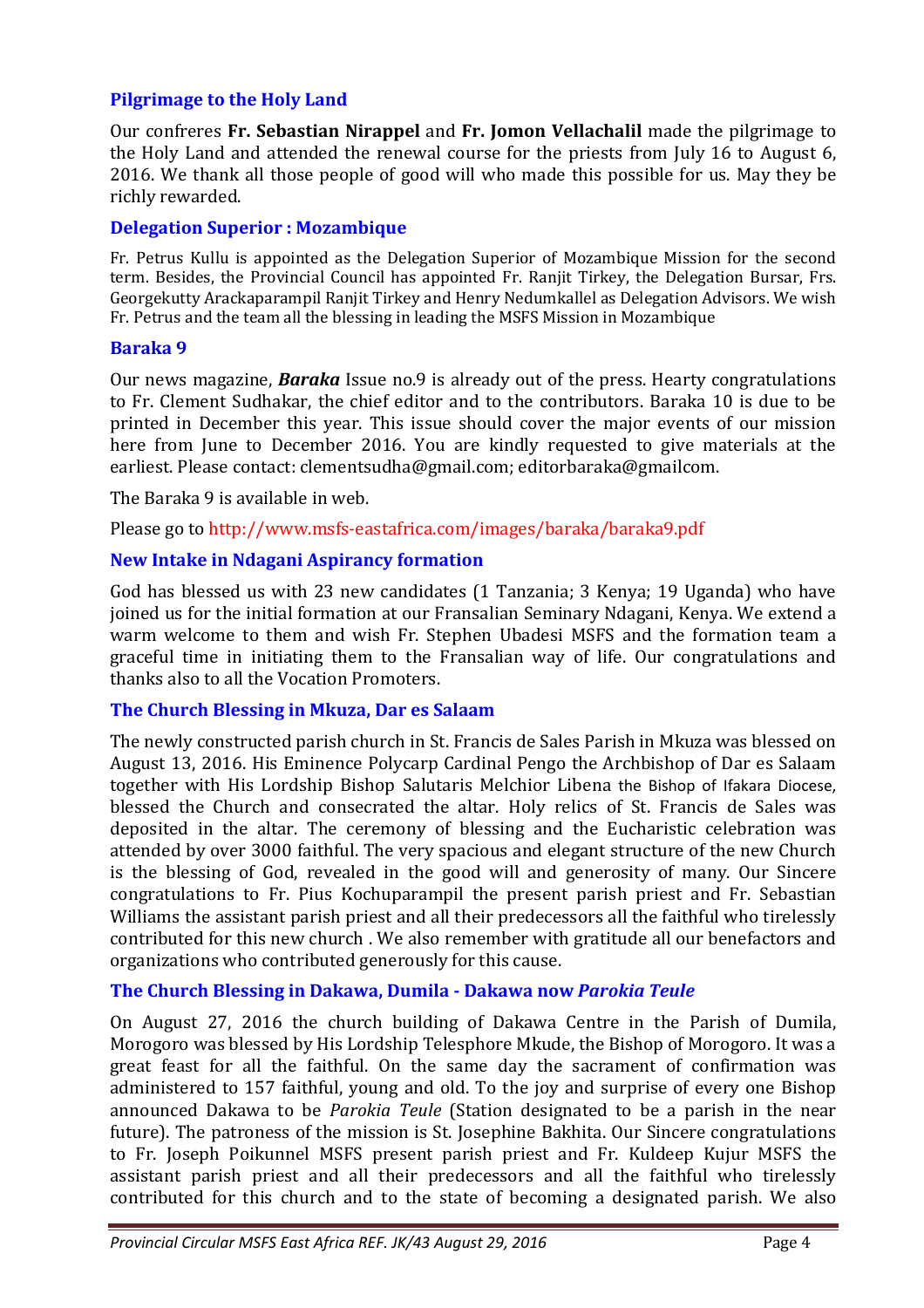### Pilgrimage to the Holy Land

Our confreres **Fr. Sebastian Nirappel** and **Fr. Jomon Vellachalil** made the pilgrimage to the Holy Land and attended the renewal course for the priests from July 16 to August 6, 2016. We thank all those people of good will who made this possible for us. May they be richly rewarded.

### Delegation Superior : Mozambique

Fr. Petrus Kullu is appointed as the Delegation Superior of Mozambique Mission for the second term. Besides, the Provincial Council has appointed Fr. Ranjit Tirkey, the Delegation Bursar, Frs. Georgekutty Arackaparampil Ranjit Tirkey and Henry Nedumkallel as Delegation Advisors. We wish Fr. Petrus and the team all the blessing in leading the MSFS Mission in Mozambique

### Baraka 9

Our news magazine, ***Baraka*** Issue no.9 is already out of the press. Hearty congratulations to Fr. Clement Sudhakar, the chief editor and to the contributors. Baraka 10 is due to be printed in December this year. This issue should cover the major events of our mission here from June to December 2016. You are kindly requested to give materials at the earliest. Please contact: clementsudha@gmail.com; editorbaraka@gmailcom.

The Baraka 9 is available in web.

Please go to http://www.msfs-eastafrica.com/images/baraka/baraka9.pdf

### New Intake in Ndagani Aspirancy formation

God has blessed us with 23 new candidates (1 Tanzania; 3 Kenya; 19 Uganda) who have joined us for the initial formation at our Fransalian Seminary Ndagani, Kenya. We extend a warm welcome to them and wish Fr. Stephen Ubadesi MSFS and the formation team a graceful time in initiating them to the Fransalian way of life. Our congratulations and thanks also to all the Vocation Promoters.

### The Church Blessing in Mkuza, Dar es Salaam

The newly constructed parish church in St. Francis de Sales Parish in Mkuza was blessed on August 13, 2016. His Eminence Polycarp Cardinal Pengo the Archbishop of Dar es Salaam together with His Lordship Bishop Salutaris Melchior Libena the Bishop of Ifakara Diocese, blessed the Church and consecrated the altar. Holy relics of St. Francis de Sales was deposited in the altar. The ceremony of blessing and the Eucharistic celebration was attended by over 3000 faithful. The very spacious and elegant structure of the new Church is the blessing of God, revealed in the good will and generosity of many. Our Sincere congratulations to Fr. Pius Kochuparampil the present parish priest and Fr. Sebastian Williams the assistant parish priest and all their predecessors all the faithful who tirelessly contributed for this new church . We also remember with gratitude all our benefactors and organizations who contributed generously for this cause.

### The Church Blessing in Dakawa, Dumila - Dakawa now *Parokia Teule*

On August 27, 2016 the church building of Dakawa Centre in the Parish of Dumila, Morogoro was blessed by His Lordship Telesphore Mkude, the Bishop of Morogoro. It was a great feast for all the faithful. On the same day the sacrament of confirmation was administered to 157 faithful, young and old. To the joy and surprise of every one Bishop announced Dakawa to be *Parokia Teule* (Station designated to be a parish in the near future). The patroness of the mission is St. Josephine Bakhita. Our Sincere congratulations to Fr. Joseph Poikunnel MSFS present parish priest and Fr. Kuldeep Kujur MSFS the assistant parish priest and all their predecessors and all the faithful who tirelessly contributed for this church and to the state of becoming a designated parish. We also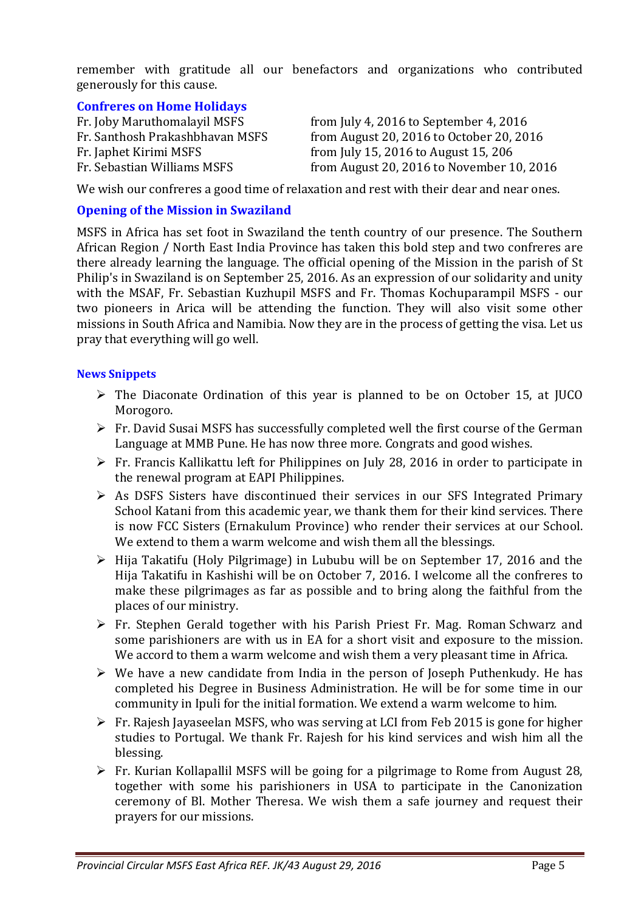remember with gratitude all our benefactors and organizations who contributed generously for this cause.

### Confreres on Home Holidays

| | |
|---|---|
| Fr. Joby Maruthomalayil MSFS | from July 4, 2016 to September 4, 2016 |
| Fr. Santhosh Prakashbhavan MSFS | from August 20, 2016 to October 20, 2016 |
| Fr. Japhet Kirimi MSFS | from July 15, 2016 to August 15, 206 |
| Fr. Sebastian Williams MSFS | from August 20, 2016 to November 10, 2016 |

We wish our confreres a good time of relaxation and rest with their dear and near ones.

### Opening of the Mission in Swaziland

MSFS in Africa has set foot in Swaziland the tenth country of our presence. The Southern African Region / North East India Province has taken this bold step and two confreres are there already learning the language. The official opening of the Mission in the parish of St Philip's in Swaziland is on September 25, 2016. As an expression of our solidarity and unity with the MSAF, Fr. Sebastian Kuzhupil MSFS and Fr. Thomas Kochuparampil MSFS - our two pioneers in Arica will be attending the function. They will also visit some other missions in South Africa and Namibia. Now they are in the process of getting the visa. Let us pray that everything will go well.

#### News Snippets

- The Diaconate Ordination of this year is planned to be on October 15, at JUCO Morogoro.
- Fr. David Susai MSFS has successfully completed well the first course of the German Language at MMB Pune. He has now three more. Congrats and good wishes.
- Fr. Francis Kallikattu left for Philippines on July 28, 2016 in order to participate in the renewal program at EAPI Philippines.
- As DSFS Sisters have discontinued their services in our SFS Integrated Primary School Katani from this academic year, we thank them for their kind services. There is now FCC Sisters (Ernakulum Province) who render their services at our School. We extend to them a warm welcome and wish them all the blessings.
- Hija Takatifu (Holy Pilgrimage) in Lububu will be on September 17, 2016 and the Hija Takatifu in Kashishi will be on October 7, 2016. I welcome all the confreres to make these pilgrimages as far as possible and to bring along the faithful from the places of our ministry.
- Fr. Stephen Gerald together with his Parish Priest Fr. Mag. Roman Schwarz and some parishioners are with us in EA for a short visit and exposure to the mission. We accord to them a warm welcome and wish them a very pleasant time in Africa.
- We have a new candidate from India in the person of Joseph Puthenkudy. He has completed his Degree in Business Administration. He will be for some time in our community in Ipuli for the initial formation. We extend a warm welcome to him.
- Fr. Rajesh Jayaseelan MSFS, who was serving at LCI from Feb 2015 is gone for higher studies to Portugal. We thank Fr. Rajesh for his kind services and wish him all the blessing.
- Fr. Kurian Kollapallil MSFS will be going for a pilgrimage to Rome from August 28, together with some his parishioners in USA to participate in the Canonization ceremony of Bl. Mother Theresa. We wish them a safe journey and request their prayers for our missions.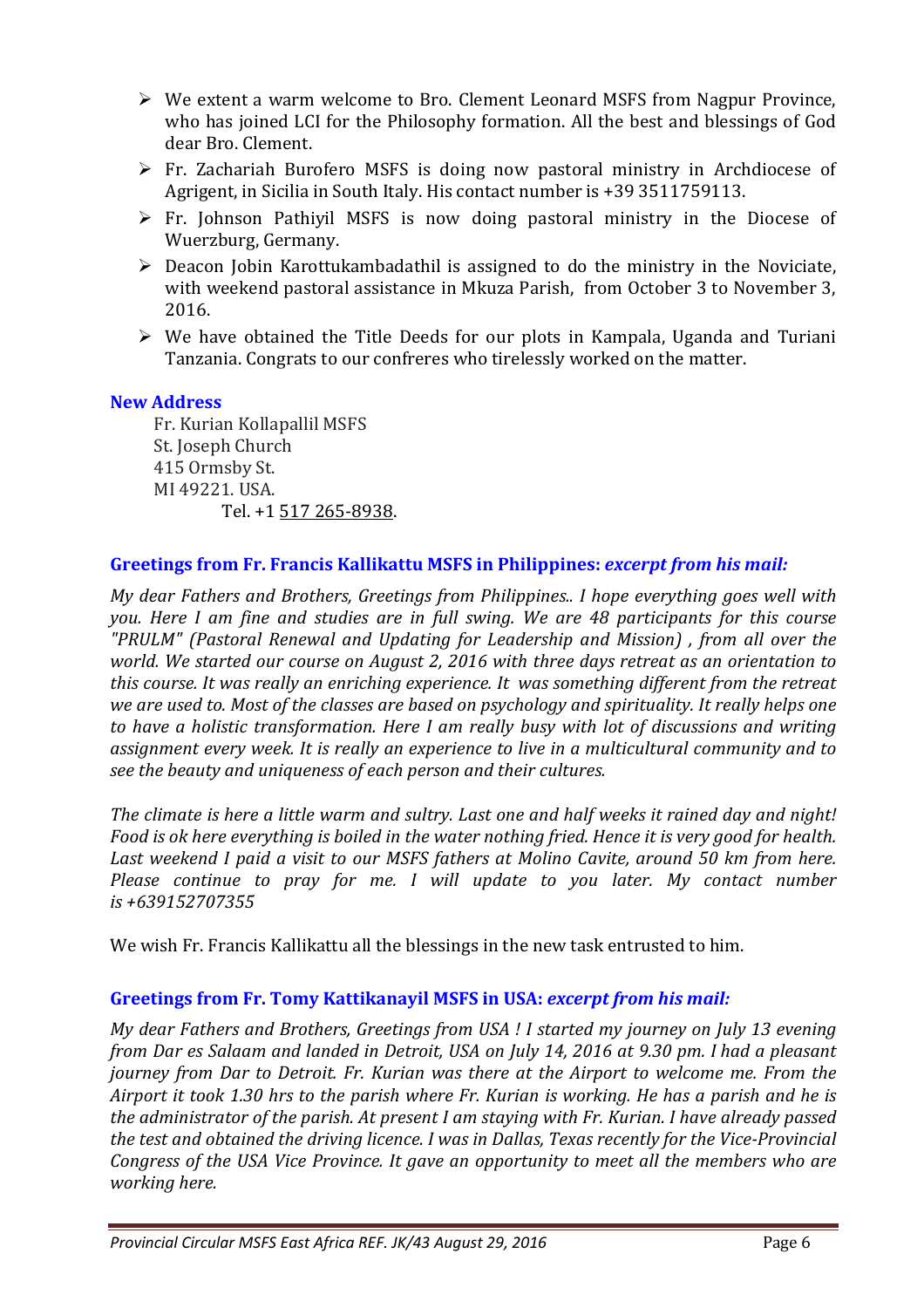- We extent a warm welcome to Bro. Clement Leonard MSFS from Nagpur Province, who has joined LCI for the Philosophy formation. All the best and blessings of God dear Bro. Clement.
- Fr. Zachariah Burofero MSFS is doing now pastoral ministry in Archdiocese of Agrigent, in Sicilia in South Italy. His contact number is +39 3511759113.
- Fr. Johnson Pathiyil MSFS is now doing pastoral ministry in the Diocese of Wuerzburg, Germany.
- Deacon Jobin Karottukambadathil is assigned to do the ministry in the Noviciate, with weekend pastoral assistance in Mkuza Parish, from October 3 to November 3, 2016.
- We have obtained the Title Deeds for our plots in Kampala, Uganda and Turiani Tanzania. Congrats to our confreres who tirelessly worked on the matter.

### New Address

Fr. Kurian Kollapallil MSFS
St. Joseph Church
415 Ormsby St.
MI 49221. USA.
Tel. +1 517 265-8938.

### Greetings from Fr. Francis Kallikattu MSFS in Philippines: *excerpt from his mail:*

*My dear Fathers and Brothers, Greetings from Philippines.. I hope everything goes well with you. Here I am fine and studies are in full swing. We are 48 participants for this course "PRULM" (Pastoral Renewal and Updating for Leadership and Mission) , from all over the world. We started our course on August 2, 2016 with three days retreat as an orientation to this course. It was really an enriching experience. It was something different from the retreat we are used to. Most of the classes are based on psychology and spirituality. It really helps one to have a holistic transformation. Here I am really busy with lot of discussions and writing assignment every week. It is really an experience to live in a multicultural community and to see the beauty and uniqueness of each person and their cultures.*

*The climate is here a little warm and sultry. Last one and half weeks it rained day and night! Food is ok here everything is boiled in the water nothing fried. Hence it is very good for health. Last weekend I paid a visit to our MSFS fathers at Molino Cavite, around 50 km from here. Please continue to pray for me. I will update to you later. My contact number is +639152707355*

We wish Fr. Francis Kallikattu all the blessings in the new task entrusted to him.

### Greetings from Fr. Tomy Kattikanayil MSFS in USA: *excerpt from his mail:*

*My dear Fathers and Brothers, Greetings from USA ! I started my journey on July 13 evening from Dar es Salaam and landed in Detroit, USA on July 14, 2016 at 9.30 pm. I had a pleasant journey from Dar to Detroit. Fr. Kurian was there at the Airport to welcome me. From the Airport it took 1.30 hrs to the parish where Fr. Kurian is working. He has a parish and he is the administrator of the parish. At present I am staying with Fr. Kurian. I have already passed the test and obtained the driving licence. I was in Dallas, Texas recently for the Vice-Provincial Congress of the USA Vice Province. It gave an opportunity to meet all the members who are working here.*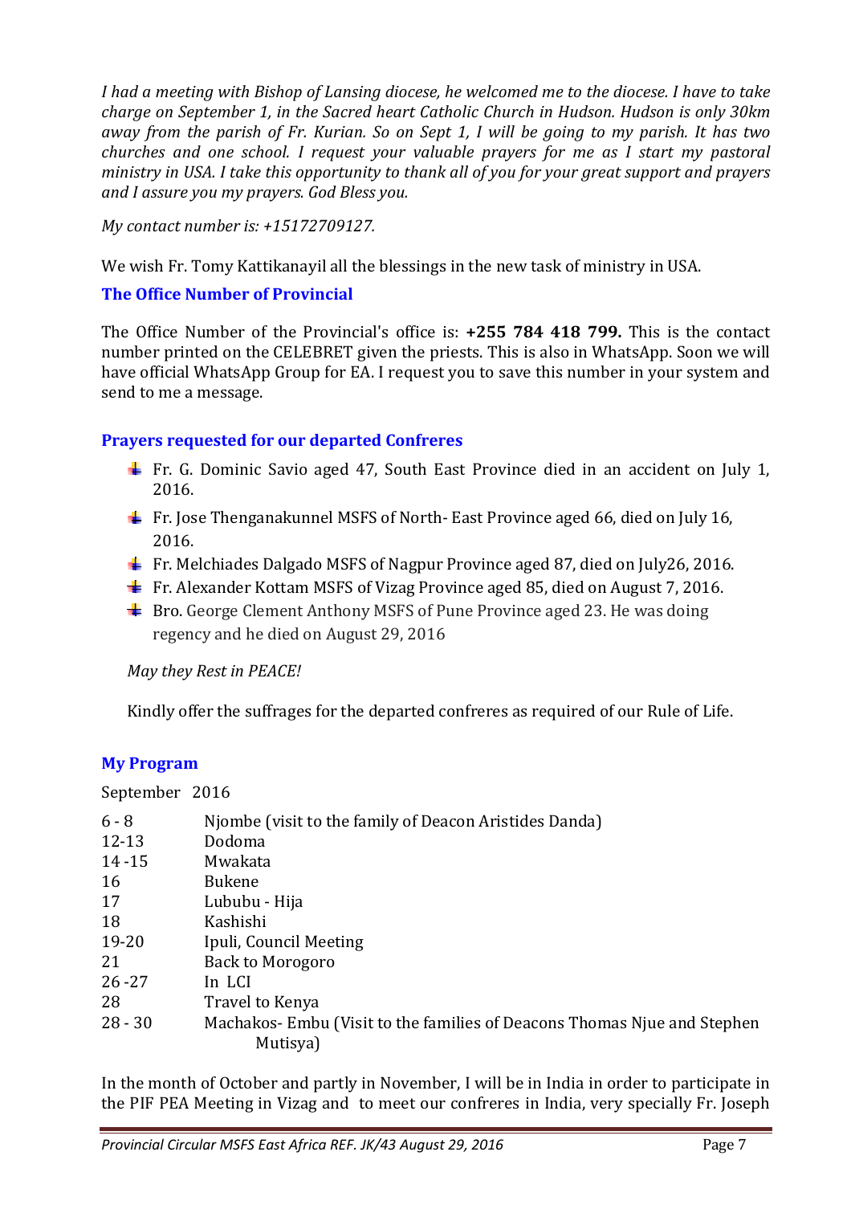*I had a meeting with Bishop of Lansing diocese, he welcomed me to the diocese. I have to take charge on September 1, in the Sacred heart Catholic Church in Hudson. Hudson is only 30km away from the parish of Fr. Kurian. So on Sept 1, I will be going to my parish. It has two churches and one school. I request your valuable prayers for me as I start my pastoral ministry in USA. I take this opportunity to thank all of you for your great support and prayers and I assure you my prayers. God Bless you.*

*My contact number is: +15172709127.*

We wish Fr. Tomy Kattikanayil all the blessings in the new task of ministry in USA.

### The Office Number of Provincial

The Office Number of the Provincial's office is: **+255 784 418 799.** This is the contact number printed on the CELEBRET given the priests. This is also in WhatsApp. Soon we will have official WhatsApp Group for EA. I request you to save this number in your system and send to me a message.

### Prayers requested for our departed Confreres

- Fr. G. Dominic Savio aged 47, South East Province died in an accident on July 1, 2016.
- Fr. Jose Thenganakunnel MSFS of North- East Province aged 66, died on July 16, 2016.
- Fr. Melchiades Dalgado MSFS of Nagpur Province aged 87, died on July26, 2016.
- Fr. Alexander Kottam MSFS of Vizag Province aged 85, died on August 7, 2016.
- Bro. George Clement Anthony MSFS of Pune Province aged 23. He was doing regency and he died on August 29, 2016

*May they Rest in PEACE!*

Kindly offer the suffrages for the departed confreres as required of our Rule of Life.

### My Program

September 2016

| | |
|---|---|
| 6 - 8 | Njombe (visit to the family of Deacon Aristides Danda) |
| 12-13 | Dodoma |
| 14 -15 | Mwakata |
| 16 | Bukene |
| 17 | Lububu - Hija |
| 18 | Kashishi |
| 19-20 | Ipuli, Council Meeting |
| 21 | Back to Morogoro |
| 26 -27 | In LCI |
| 28 | Travel to Kenya |
| 28 - 30 | Machakos- Embu (Visit to the families of Deacons Thomas Njue and Stephen Mutisya) |

In the month of October and partly in November, I will be in India in order to participate in the PIF PEA Meeting in Vizag and to meet our confreres in India, very specially Fr. Joseph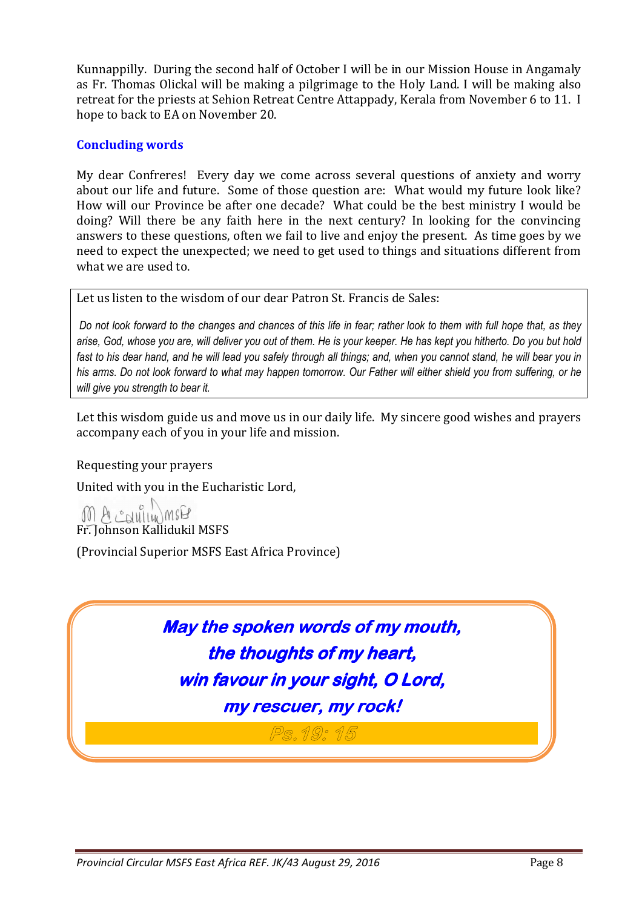Kunnappilly. During the second half of October I will be in our Mission House in Angamaly as Fr. Thomas Olickal will be making a pilgrimage to the Holy Land. I will be making also retreat for the priests at Sehion Retreat Centre Attappady, Kerala from November 6 to 11. I hope to back to EA on November 20.

### Concluding words

My dear Confreres! Every day we come across several questions of anxiety and worry about our life and future. Some of those question are: What would my future look like? How will our Province be after one decade? What could be the best ministry I would be doing? Will there be any faith here in the next century? In looking for the convincing answers to these questions, often we fail to live and enjoy the present. As time goes by we need to expect the unexpected; we need to get used to things and situations different from what we are used to.

Let us listen to the wisdom of our dear Patron St. Francis de Sales:

*Do not look forward to the changes and chances of this life in fear; rather look to them with full hope that, as they arise, God, whose you are, will deliver you out of them. He is your keeper. He has kept you hitherto. Do you but hold fast to his dear hand, and he will lead you safely through all things; and, when you cannot stand, he will bear you in his arms. Do not look forward to what may happen tomorrow. Our Father will either shield you from suffering, or he will give you strength to bear it.*

Let this wisdom guide us and move us in our daily life. My sincere good wishes and prayers accompany each of you in your life and mission.

Requesting your prayers

United with you in the Eucharistic Lord,

Fr. Johnson Kallidukil MSFS

(Provincial Superior MSFS East Africa Province)

***May the spoken words of my mouth,***
***the thoughts of my heart,***
***win favour in your sight, O Lord,***
***my rescuer, my rock!***

Ps. 19: 15